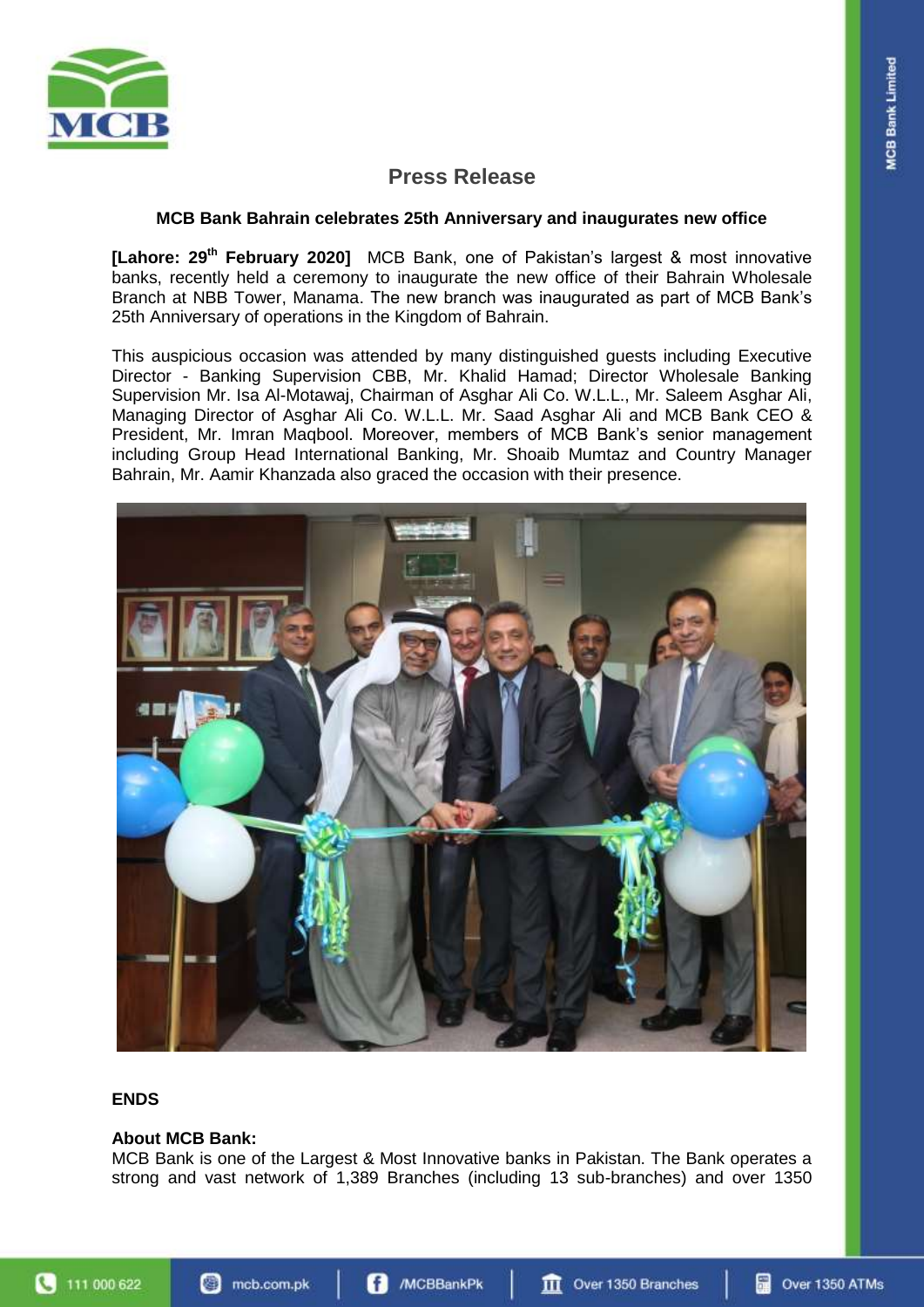# Press Release

### MCB Bank Bahrain celebrates 25th Anniversary and inaugurates new office

**[Lahore: 29th February 2020]** MCB Bank, one of Pakistan's largest & most innovative banks, recently held a ceremony to inaugurate the new office of their Bahrain Wholesale Branch at NBB Tower, Manama. The new branch was inaugurated as part of MCB Bank's 25th Anniversary of operations in the Kingdom of Bahrain.

This auspicious occasion was attended by many distinguished guests including Executive Director - Banking Supervision CBB, Mr. Khalid Hamad; Director Wholesale Banking Supervision Mr. Isa Al-Motawaj, Chairman of Asghar Ali Co. W.L.L., Mr. Saleem Asghar Ali, Managing Director of Asghar Ali Co. W.L.L. Mr. Saad Asghar Ali and MCB Bank CEO & President, Mr. Imran Maqbool. Moreover, members of MCB Bank's senior management including Group Head International Banking, Mr. Shoaib Mumtaz and Country Manager Bahrain, Mr. Aamir Khanzada also graced the occasion with their presence.

**ENDS**

**About MCB Bank:**

MCB Bank is one of the Largest & Most Innovative banks in Pakistan. The Bank operates a strong and vast network of 1,389 Branches (including 13 sub-branches) and over 1350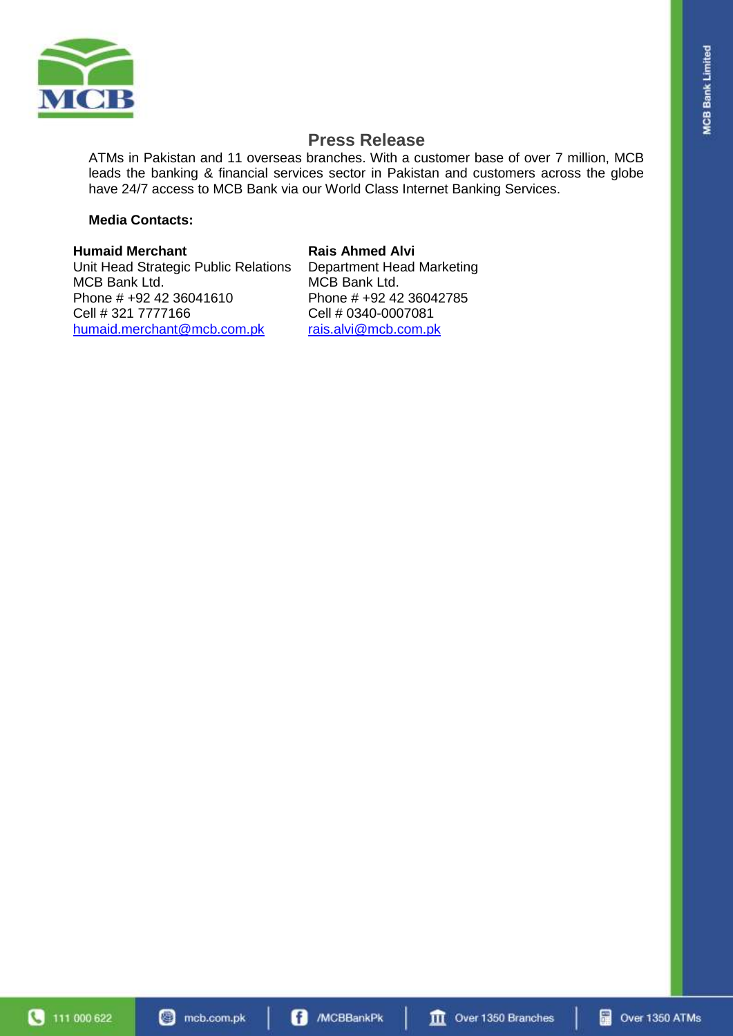## Press Release

ATMs in Pakistan and 11 overseas branches. With a customer base of over 7 million, MCB leads the banking & financial services sector in Pakistan and customers across the globe have 24/7 access to MCB Bank via our World Class Internet Banking Services.

**Media Contacts:**

**Humaid Merchant**
Unit Head Strategic Public Relations
MCB Bank Ltd.
Phone # +92 42 36041610
Cell # 321 7777166
humaid.merchant@mcb.com.pk

**Rais Ahmed Alvi**
Department Head Marketing
MCB Bank Ltd.
Phone # +92 42 36042785
Cell # 0340-0007081
rais.alvi@mcb.com.pk